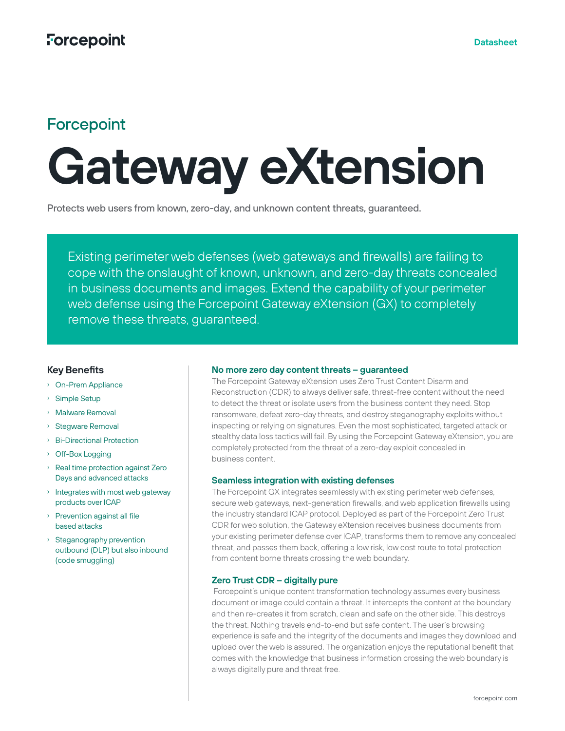Forcepoint

Datasheet

## Forcepoint

# Gateway eXtension

**Protects web users from known, zero-day, and unknown content threats, guaranteed.**

Existing perimeter web defenses (web gateways and firewalls) are failing to cope with the onslaught of known, unknown, and zero-day threats concealed in business documents and images. Extend the capability of your perimeter web defense using the Forcepoint Gateway eXtension (GX) to completely remove these threats, guaranteed.

### Key Benefits

- On-Prem Appliance
- Simple Setup
- Malware Removal
- Stegware Removal
- Bi-Directional Protection
- Off-Box Logging
- Real time protection against Zero Days and advanced attacks
- Integrates with most web gateway products over ICAP
- Prevention against all file based attacks
- Steganography prevention outbound (DLP) but also inbound (code smuggling)

### No more zero day content threats – guaranteed

The Forcepoint Gateway eXtension uses Zero Trust Content Disarm and Reconstruction (CDR) to always deliver safe, threat-free content without the need to detect the threat or isolate users from the business content they need. Stop ransomware, defeat zero-day threats, and destroy steganography exploits without inspecting or relying on signatures. Even the most sophisticated, targeted attack or stealthy data loss tactics will fail. By using the Forcepoint Gateway eXtension, you are completely protected from the threat of a zero-day exploit concealed in business content.

### Seamless integration with existing defenses

The Forcepoint GX integrates seamlessly with existing perimeter web defenses, secure web gateways, next-generation firewalls, and web application firewalls using the industry standard ICAP protocol. Deployed as part of the Forcepoint Zero Trust CDR for web solution, the Gateway eXtension receives business documents from your existing perimeter defense over ICAP, transforms them to remove any concealed threat, and passes them back, offering a low risk, low cost route to total protection from content borne threats crossing the web boundary.

### Zero Trust CDR – digitally pure

Forcepoint's unique content transformation technology assumes every business document or image could contain a threat. It intercepts the content at the boundary and then re-creates it from scratch, clean and safe on the other side. This destroys the threat. Nothing travels end-to-end but safe content. The user's browsing experience is safe and the integrity of the documents and images they download and upload over the web is assured. The organization enjoys the reputational benefit that comes with the knowledge that business information crossing the web boundary is always digitally pure and threat free.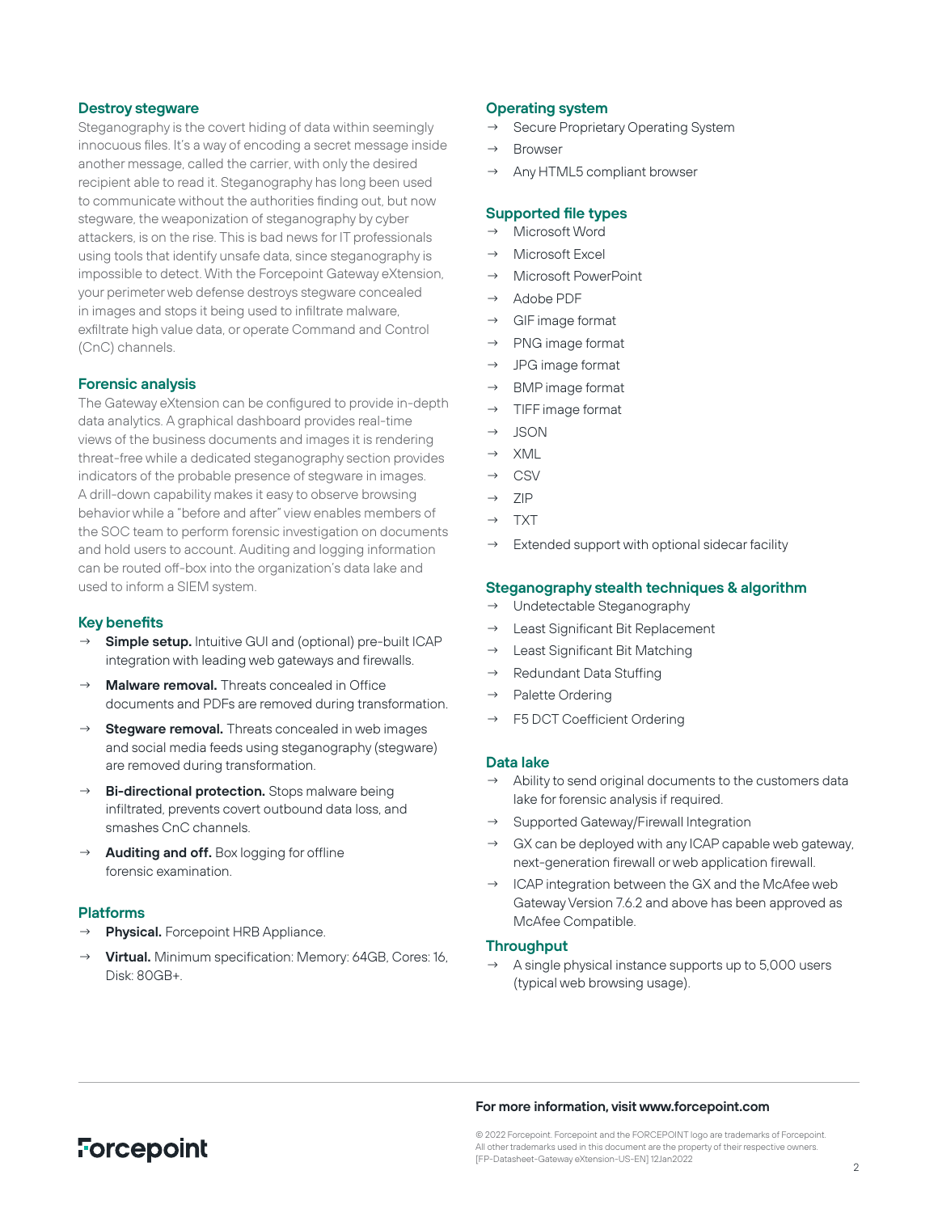## Destroy stegware

Steganography is the covert hiding of data within seemingly innocuous files. It's a way of encoding a secret message inside another message, called the carrier, with only the desired recipient able to read it. Steganography has long been used to communicate without the authorities finding out, but now stegware, the weaponization of steganography by cyber attackers, is on the rise. This is bad news for IT professionals using tools that identify unsafe data, since steganography is impossible to detect. With the Forcepoint Gateway eXtension, your perimeter web defense destroys stegware concealed in images and stops it being used to infiltrate malware, exfiltrate high value data, or operate Command and Control (CnC) channels.

## Forensic analysis

The Gateway eXtension can be configured to provide in-depth data analytics. A graphical dashboard provides real-time views of the business documents and images it is rendering threat-free while a dedicated steganography section provides indicators of the probable presence of stegware in images. A drill-down capability makes it easy to observe browsing behavior while a "before and after" view enables members of the SOC team to perform forensic investigation on documents and hold users to account. Auditing and logging information can be routed off-box into the organization's data lake and used to inform a SIEM system.

## Key benefits

- **Simple setup.** Intuitive GUI and (optional) pre-built ICAP integration with leading web gateways and firewalls.
- **Malware removal.** Threats concealed in Office documents and PDFs are removed during transformation.
- **Stegware removal.** Threats concealed in web images and social media feeds using steganography (stegware) are removed during transformation.
- **Bi-directional protection.** Stops malware being infiltrated, prevents covert outbound data loss, and smashes CnC channels.
- **Auditing and off.** Box logging for offline forensic examination.

## Platforms

- **Physical.** Forcepoint HRB Appliance.
- **Virtual.** Minimum specification: Memory: 64GB, Cores: 16, Disk: 80GB+.

## Operating system

- Secure Proprietary Operating System
- Browser
- Any HTML5 compliant browser

## Supported file types

- Microsoft Word
- Microsoft Excel
- Microsoft PowerPoint
- Adobe PDF
- GIF image format
- PNG image format
- JPG image format
- BMP image format
- TIFF image format
- JSON
- XML
- CSV
- ZIP
- TXT
- Extended support with optional sidecar facility

## Steganography stealth techniques & algorithm

- Undetectable Steganography
- Least Significant Bit Replacement
- Least Significant Bit Matching
- Redundant Data Stuffing
- Palette Ordering
- F5 DCT Coefficient Ordering

## Data lake

- Ability to send original documents to the customers data lake for forensic analysis if required.
- Supported Gateway/Firewall Integration
- GX can be deployed with any ICAP capable web gateway, next-generation firewall or web application firewall.
- ICAP integration between the GX and the McAfee web Gateway Version 7.6.2 and above has been approved as McAfee Compatible.

## Throughput

- A single physical instance supports up to 5,000 users (typical web browsing usage).

**For more information, visit www.forcepoint.com**

Forcepoint

© 2022 Forcepoint. Forcepoint and the FORCEPOINT logo are trademarks of Forcepoint. All other trademarks used in this document are the property of their respective owners. [FP-Datasheet-Gateway eXtension-US-EN] 12Jan2022